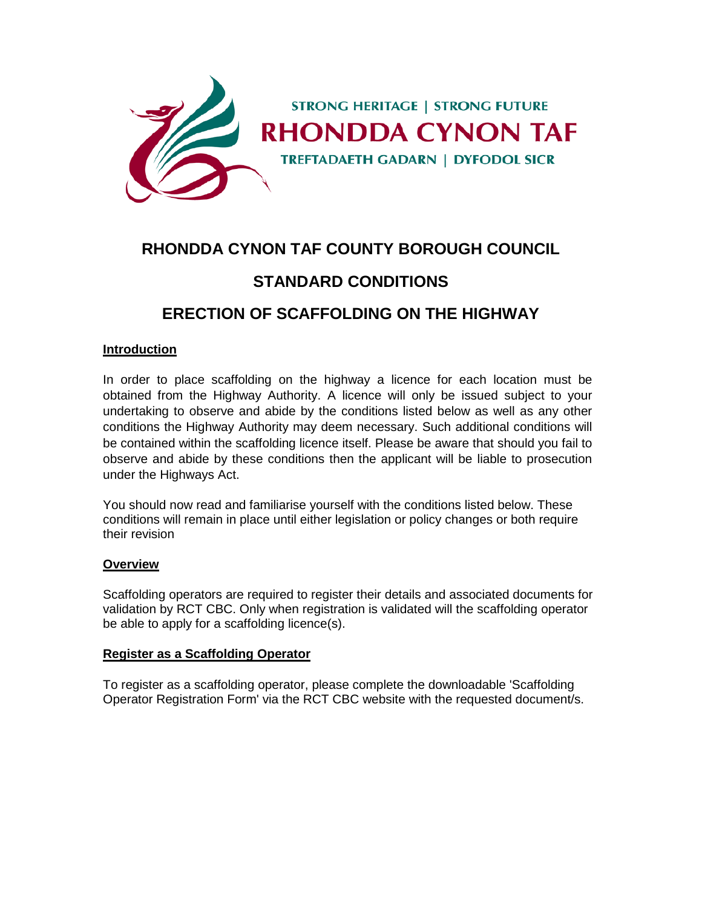STRONG HERITAGE | STRONG FUTURE

RHONDDA CYNON TAF

TREFTADAETH GADARN | DYFODOL SICR

# RHONDDA CYNON TAF COUNTY BOROUGH COUNCIL

# STANDARD CONDITIONS

# ERECTION OF SCAFFOLDING ON THE HIGHWAY

## Introduction

In order to place scaffolding on the highway a licence for each location must be obtained from the Highway Authority. A licence will only be issued subject to your undertaking to observe and abide by the conditions listed below as well as any other conditions the Highway Authority may deem necessary. Such additional conditions will be contained within the scaffolding licence itself. Please be aware that should you fail to observe and abide by these conditions then the applicant will be liable to prosecution under the Highways Act.

You should now read and familiarise yourself with the conditions listed below. These conditions will remain in place until either legislation or policy changes or both require their revision

## Overview

Scaffolding operators are required to register their details and associated documents for validation by RCT CBC. Only when registration is validated will the scaffolding operator be able to apply for a scaffolding licence(s).

## Register as a Scaffolding Operator

To register as a scaffolding operator, please complete the downloadable 'Scaffolding Operator Registration Form' via the RCT CBC website with the requested document/s.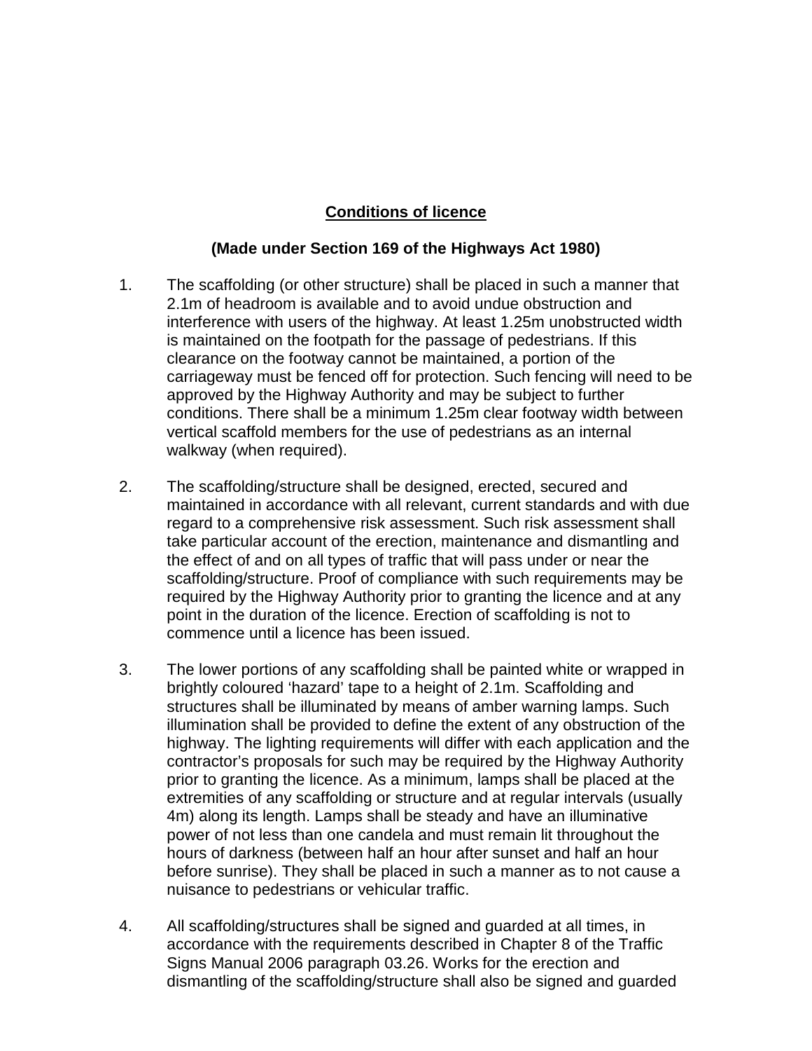## Conditions of licence

### (Made under Section 169 of the Highways Act 1980)

1. The scaffolding (or other structure) shall be placed in such a manner that 2.1m of headroom is available and to avoid undue obstruction and interference with users of the highway. At least 1.25m unobstructed width is maintained on the footpath for the passage of pedestrians. If this clearance on the footway cannot be maintained, a portion of the carriageway must be fenced off for protection. Such fencing will need to be approved by the Highway Authority and may be subject to further conditions. There shall be a minimum 1.25m clear footway width between vertical scaffold members for the use of pedestrians as an internal walkway (when required).

2. The scaffolding/structure shall be designed, erected, secured and maintained in accordance with all relevant, current standards and with due regard to a comprehensive risk assessment. Such risk assessment shall take particular account of the erection, maintenance and dismantling and the effect of and on all types of traffic that will pass under or near the scaffolding/structure. Proof of compliance with such requirements may be required by the Highway Authority prior to granting the licence and at any point in the duration of the licence. Erection of scaffolding is not to commence until a licence has been issued.

3. The lower portions of any scaffolding shall be painted white or wrapped in brightly coloured 'hazard' tape to a height of 2.1m. Scaffolding and structures shall be illuminated by means of amber warning lamps. Such illumination shall be provided to define the extent of any obstruction of the highway. The lighting requirements will differ with each application and the contractor's proposals for such may be required by the Highway Authority prior to granting the licence. As a minimum, lamps shall be placed at the extremities of any scaffolding or structure and at regular intervals (usually 4m) along its length. Lamps shall be steady and have an illuminative power of not less than one candela and must remain lit throughout the hours of darkness (between half an hour after sunset and half an hour before sunrise). They shall be placed in such a manner as to not cause a nuisance to pedestrians or vehicular traffic.

4. All scaffolding/structures shall be signed and guarded at all times, in accordance with the requirements described in Chapter 8 of the Traffic Signs Manual 2006 paragraph 03.26. Works for the erection and dismantling of the scaffolding/structure shall also be signed and guarded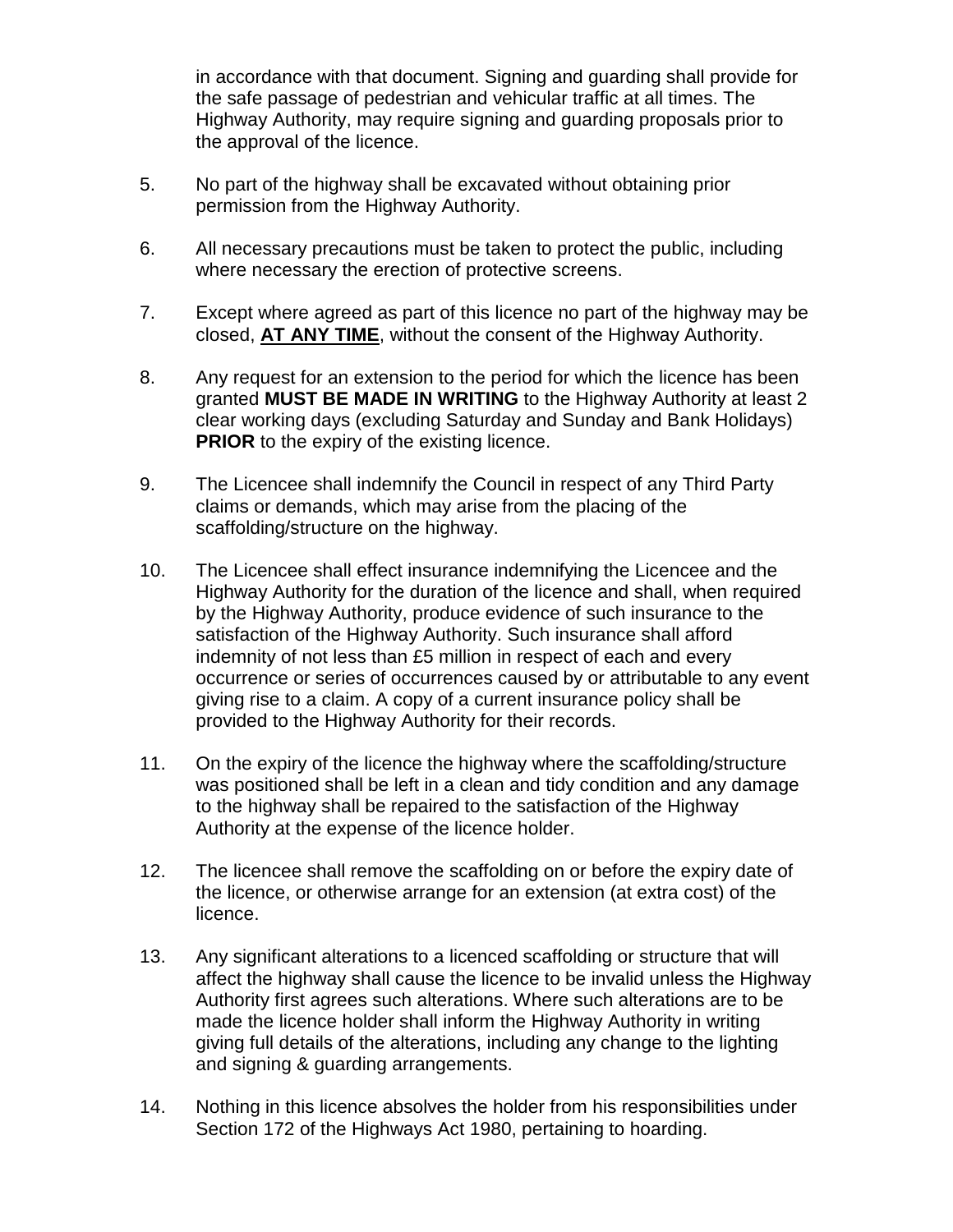in accordance with that document. Signing and guarding shall provide for the safe passage of pedestrian and vehicular traffic at all times. The Highway Authority, may require signing and guarding proposals prior to the approval of the licence.

5. No part of the highway shall be excavated without obtaining prior permission from the Highway Authority.

6. All necessary precautions must be taken to protect the public, including where necessary the erection of protective screens.

7. Except where agreed as part of this licence no part of the highway may be closed, **<u>AT ANY TIME</u>**, without the consent of the Highway Authority.

8. Any request for an extension to the period for which the licence has been granted **MUST BE MADE IN WRITING** to the Highway Authority at least 2 clear working days (excluding Saturday and Sunday and Bank Holidays) **PRIOR** to the expiry of the existing licence.

9. The Licencee shall indemnify the Council in respect of any Third Party claims or demands, which may arise from the placing of the scaffolding/structure on the highway.

10. The Licencee shall effect insurance indemnifying the Licencee and the Highway Authority for the duration of the licence and shall, when required by the Highway Authority, produce evidence of such insurance to the satisfaction of the Highway Authority. Such insurance shall afford indemnity of not less than £5 million in respect of each and every occurrence or series of occurrences caused by or attributable to any event giving rise to a claim. A copy of a current insurance policy shall be provided to the Highway Authority for their records.

11. On the expiry of the licence the highway where the scaffolding/structure was positioned shall be left in a clean and tidy condition and any damage to the highway shall be repaired to the satisfaction of the Highway Authority at the expense of the licence holder.

12. The licencee shall remove the scaffolding on or before the expiry date of the licence, or otherwise arrange for an extension (at extra cost) of the licence.

13. Any significant alterations to a licenced scaffolding or structure that will affect the highway shall cause the licence to be invalid unless the Highway Authority first agrees such alterations. Where such alterations are to be made the licence holder shall inform the Highway Authority in writing giving full details of the alterations, including any change to the lighting and signing & guarding arrangements.

14. Nothing in this licence absolves the holder from his responsibilities under Section 172 of the Highways Act 1980, pertaining to hoarding.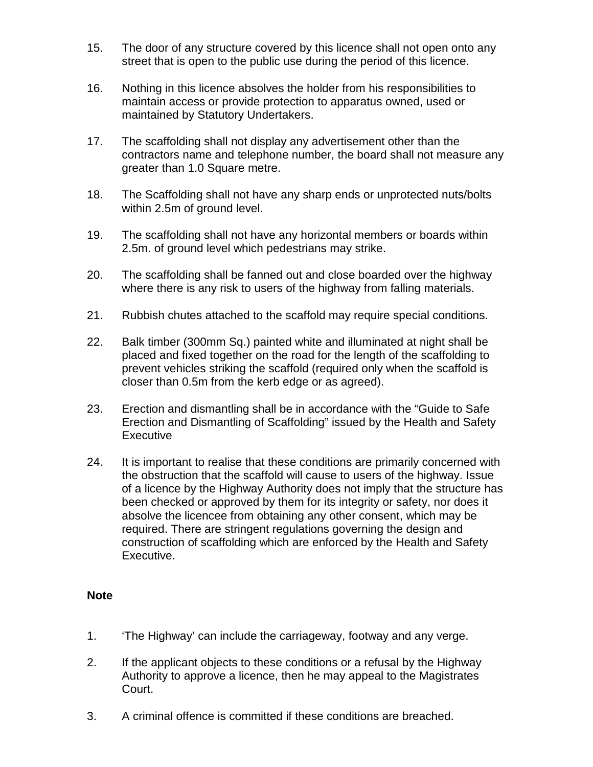15. The door of any structure covered by this licence shall not open onto any street that is open to the public use during the period of this licence.

16. Nothing in this licence absolves the holder from his responsibilities to maintain access or provide protection to apparatus owned, used or maintained by Statutory Undertakers.

17. The scaffolding shall not display any advertisement other than the contractors name and telephone number, the board shall not measure any greater than 1.0 Square metre.

18. The Scaffolding shall not have any sharp ends or unprotected nuts/bolts within 2.5m of ground level.

19. The scaffolding shall not have any horizontal members or boards within 2.5m. of ground level which pedestrians may strike.

20. The scaffolding shall be fanned out and close boarded over the highway where there is any risk to users of the highway from falling materials.

21. Rubbish chutes attached to the scaffold may require special conditions.

22. Balk timber (300mm Sq.) painted white and illuminated at night shall be placed and fixed together on the road for the length of the scaffolding to prevent vehicles striking the scaffold (required only when the scaffold is closer than 0.5m from the kerb edge or as agreed).

23. Erection and dismantling shall be in accordance with the “Guide to Safe Erection and Dismantling of Scaffolding” issued by the Health and Safety Executive

24. It is important to realise that these conditions are primarily concerned with the obstruction that the scaffold will cause to users of the highway. Issue of a licence by the Highway Authority does not imply that the structure has been checked or approved by them for its integrity or safety, nor does it absolve the licencee from obtaining any other consent, which may be required. There are stringent regulations governing the design and construction of scaffolding which are enforced by the Health and Safety Executive.

**Note**

1. ‘The Highway’ can include the carriageway, footway and any verge.

2. If the applicant objects to these conditions or a refusal by the Highway Authority to approve a licence, then he may appeal to the Magistrates Court.

3. A criminal offence is committed if these conditions are breached.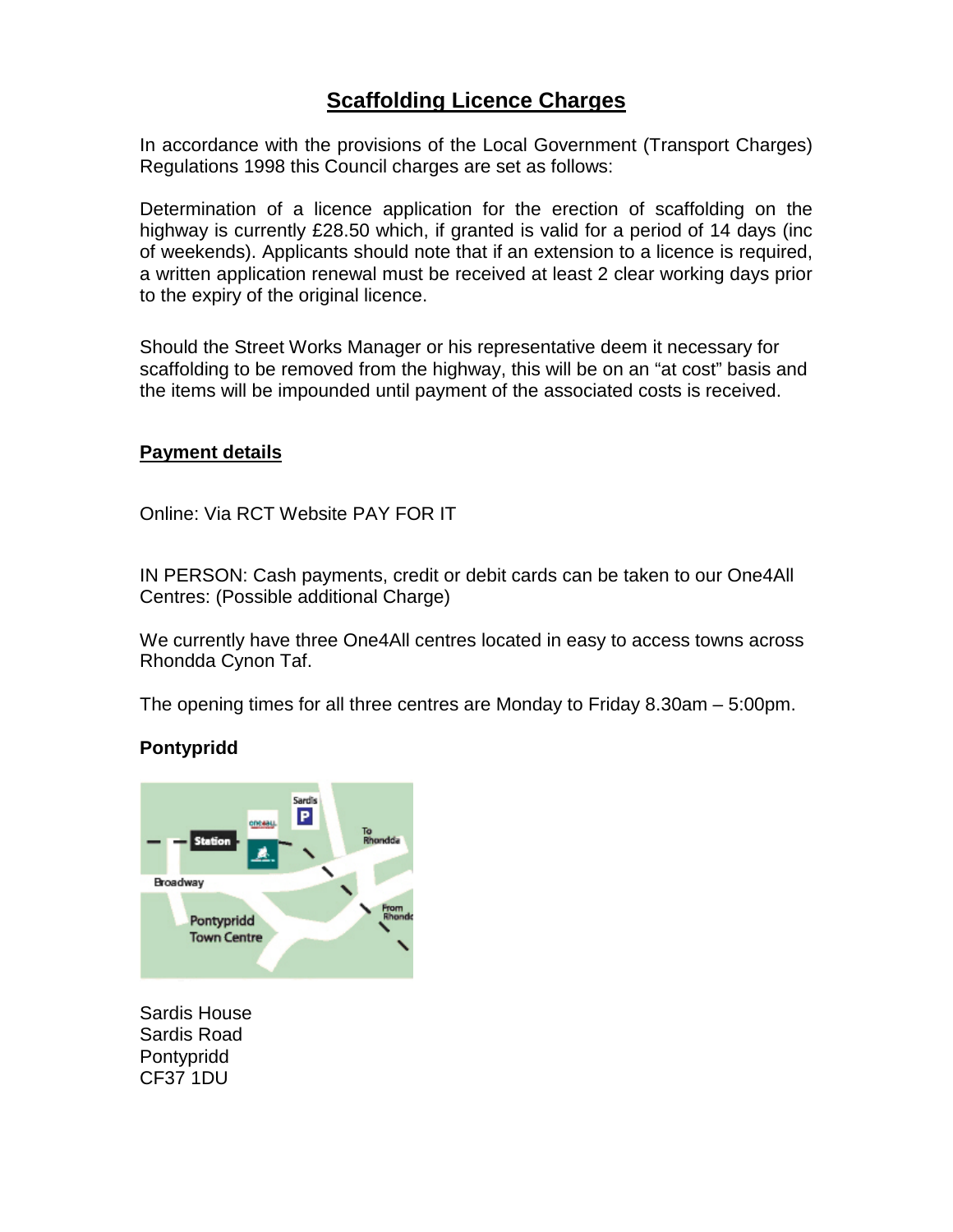# Scaffolding Licence Charges

In accordance with the provisions of the Local Government (Transport Charges) Regulations 1998 this Council charges are set as follows:

Determination of a licence application for the erection of scaffolding on the highway is currently £28.50 which, if granted is valid for a period of 14 days (inc of weekends). Applicants should note that if an extension to a licence is required, a written application renewal must be received at least 2 clear working days prior to the expiry of the original licence.

Should the Street Works Manager or his representative deem it necessary for scaffolding to be removed from the highway, this will be on an "at cost" basis and the items will be impounded until payment of the associated costs is received.

## Payment details

Online: Via RCT Website PAY FOR IT

IN PERSON: Cash payments, credit or debit cards can be taken to our One4All Centres: (Possible additional Charge)

We currently have three One4All centres located in easy to access towns across Rhondda Cynon Taf.

The opening times for all three centres are Monday to Friday 8.30am – 5:00pm.

### Pontypridd

Sardis House
Sardis Road
Pontypridd
CF37 1DU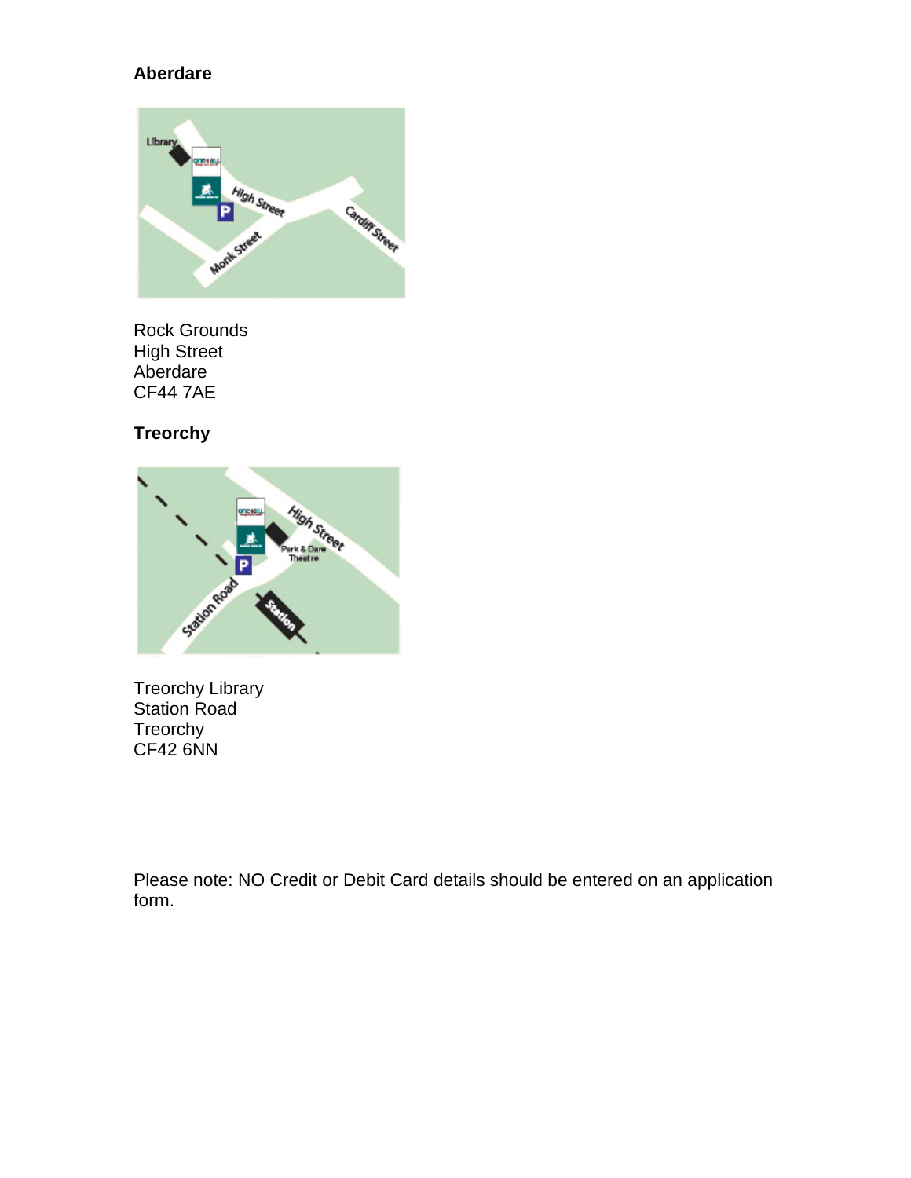**Aberdare**

Rock Grounds
High Street
Aberdare
CF44 7AE

**Treorchy**

Treorchy Library
Station Road
Treorchy
CF42 6NN

Please note: NO Credit or Debit Card details should be entered on an application form.